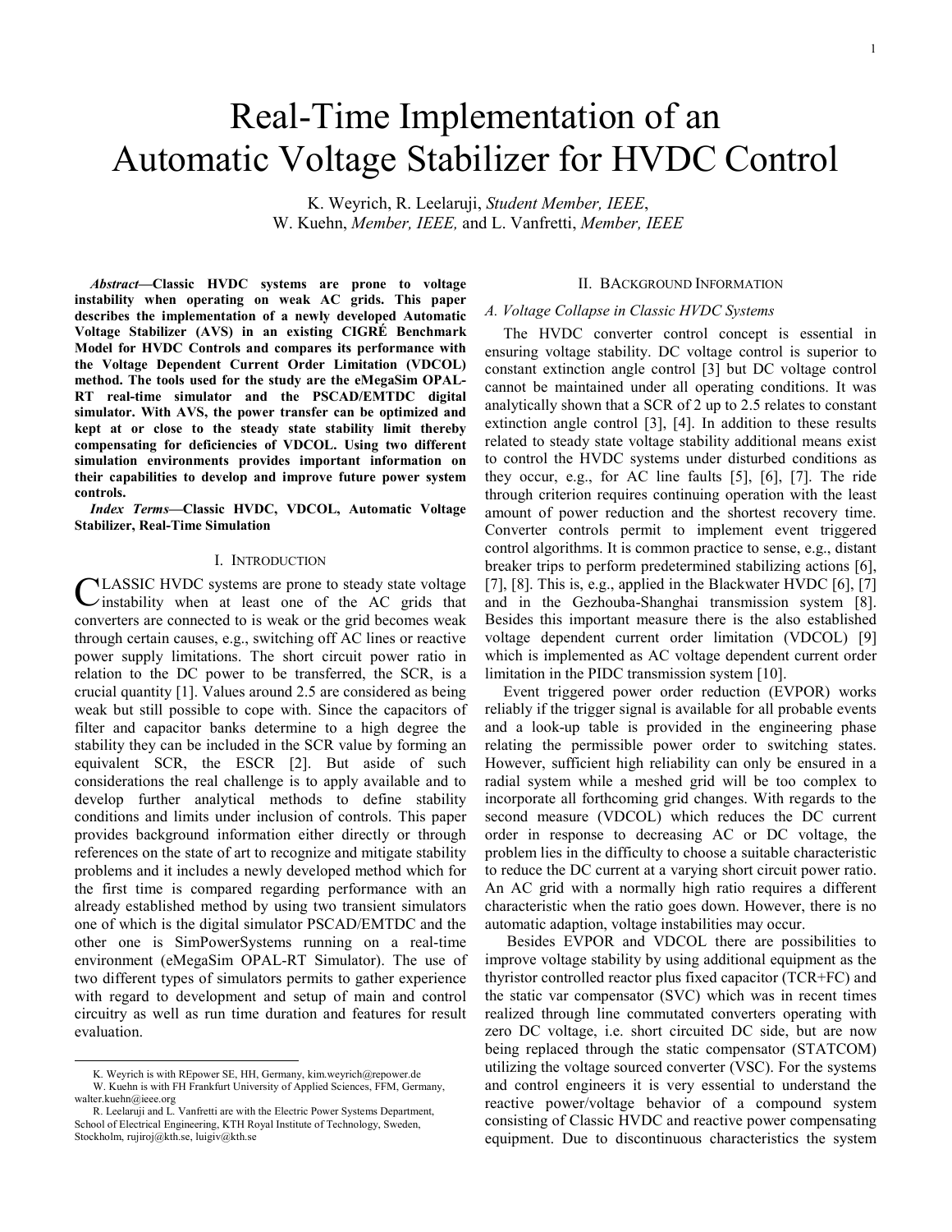# Real-Time Implementation of an Automatic Voltage Stabilizer for HVDC Control

K. Weyrich, R. Leelaruji, *Student Member, IEEE*,
W. Kuehn, *Member, IEEE,* and L. Vanfretti, *Member, IEEE*

***Abstract*—Classic HVDC systems are prone to voltage instability when operating on weak AC grids. This paper describes the implementation of a newly developed Automatic Voltage Stabilizer (AVS) in an existing CIGRÉ Benchmark Model for HVDC Controls and compares its performance with the Voltage Dependent Current Order Limitation (VDCOL) method. The tools used for the study are the eMegaSim OPAL-RT real-time simulator and the PSCAD/EMTDC digital simulator. With AVS, the power transfer can be optimized and kept at or close to the steady state stability limit thereby compensating for deficiencies of VDCOL. Using two different simulation environments provides important information on their capabilities to develop and improve future power system controls.**

***Index Terms*—Classic HVDC, VDCOL, Automatic Voltage Stabilizer, Real-Time Simulation**

## I. Introduction

Classic HVDC systems are prone to steady state voltage instability when at least one of the AC grids that converters are connected to is weak or the grid becomes weak through certain causes, e.g., switching off AC lines or reactive power supply limitations. The short circuit power ratio in relation to the DC power to be transferred, the SCR, is a crucial quantity [1]. Values around 2.5 are considered as being weak but still possible to cope with. Since the capacitors of filter and capacitor banks determine to a high degree the stability they can be included in the SCR value by forming an equivalent SCR, the ESCR [2]. But aside of such considerations the real challenge is to apply available and to develop further analytical methods to define stability conditions and limits under inclusion of controls. This paper provides background information either directly or through references on the state of art to recognize and mitigate stability problems and it includes a newly developed method which for the first time is compared regarding performance with an already established method by using two transient simulators one of which is the digital simulator PSCAD/EMTDC and the other one is SimPowerSystems running on a real-time environment (eMegaSim OPAL-RT Simulator). The use of two different types of simulators permits to gather experience with regard to development and setup of main and control circuitry as well as run time duration and features for result evaluation.

K. Weyrich is with REpower SE, HH, Germany, kim.weyrich@repower.de
W. Kuehn is with FH Frankfurt University of Applied Sciences, FFM, Germany, walter.kuehn@ieee.org
R. Leelaruji and L. Vanfretti are with the Electric Power Systems Department, School of Electrical Engineering, KTH Royal Institute of Technology, Sweden, Stockholm, rujiroj@kth.se, luigiv@kth.se

## II. Background Information

### A. Voltage Collapse in Classic HVDC Systems

The HVDC converter control concept is essential in ensuring voltage stability. DC voltage control is superior to constant extinction angle control [3] but DC voltage control cannot be maintained under all operating conditions. It was analytically shown that a SCR of 2 up to 2.5 relates to constant extinction angle control [3], [4]. In addition to these results related to steady state voltage stability additional means exist to control the HVDC systems under disturbed conditions as they occur, e.g., for AC line faults [5], [6], [7]. The ride through criterion requires continuing operation with the least amount of power reduction and the shortest recovery time. Converter controls permit to implement event triggered control algorithms. It is common practice to sense, e.g., distant breaker trips to perform predetermined stabilizing actions [6], [7], [8]. This is, e.g., applied in the Blackwater HVDC [6], [7] and in the Gezhouba-Shanghai transmission system [8]. Besides this important measure there is the also established voltage dependent current order limitation (VDCOL) [9] which is implemented as AC voltage dependent current order limitation in the PIDC transmission system [10].

Event triggered power order reduction (EVPOR) works reliably if the trigger signal is available for all probable events and a look-up table is provided in the engineering phase relating the permissible power order to switching states. However, sufficient high reliability can only be ensured in a radial system while a meshed grid will be too complex to incorporate all forthcoming grid changes. With regards to the second measure (VDCOL) which reduces the DC current order in response to decreasing AC or DC voltage, the problem lies in the difficulty to choose a suitable characteristic to reduce the DC current at a varying short circuit power ratio. An AC grid with a normally high ratio requires a different characteristic when the ratio goes down. However, there is no automatic adaption, voltage instabilities may occur.

Besides EVPOR and VDCOL there are possibilities to improve voltage stability by using additional equipment as the thyristor controlled reactor plus fixed capacitor (TCR+FC) and the static var compensator (SVC) which was in recent times realized through line commutated converters operating with zero DC voltage, i.e. short circuited DC side, but are now being replaced through the static compensator (STATCOM) utilizing the voltage sourced converter (VSC). For the systems and control engineers it is very essential to understand the reactive power/voltage behavior of a compound system consisting of Classic HVDC and reactive power compensating equipment. Due to discontinuous characteristics the system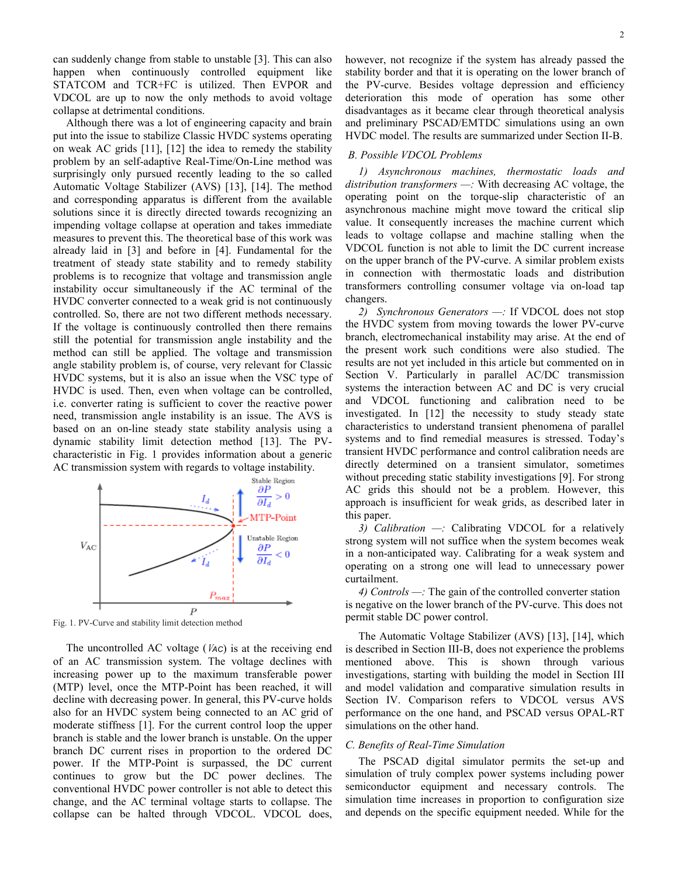can suddenly change from stable to unstable [3]. This can also happen when continuously controlled equipment like STATCOM and TCR+FC is utilized. Then EVPOR and VDCOL are up to now the only methods to avoid voltage collapse at detrimental conditions.

Although there was a lot of engineering capacity and brain put into the issue to stabilize Classic HVDC systems operating on weak AC grids [11], [12] the idea to remedy the stability problem by an self-adaptive Real-Time/On-Line method was surprisingly only pursued recently leading to the so called Automatic Voltage Stabilizer (AVS) [13], [14]. The method and corresponding apparatus is different from the available solutions since it is directly directed towards recognizing an impending voltage collapse at operation and takes immediate measures to prevent this. The theoretical base of this work was already laid in [3] and before in [4]. Fundamental for the treatment of steady state stability and to remedy stability problems is to recognize that voltage and transmission angle instability occur simultaneously if the AC terminal of the HVDC converter connected to a weak grid is not continuously controlled. So, there are not two different methods necessary. If the voltage is continuously controlled then there remains still the potential for transmission angle instability and the method can still be applied. The voltage and transmission angle stability problem is, of course, very relevant for Classic HVDC systems, but it is also an issue when the VSC type of HVDC is used. Then, even when voltage can be controlled, i.e. converter rating is sufficient to cover the reactive power need, transmission angle instability is an issue. The AVS is based on an on-line steady state stability analysis using a dynamic stability limit detection method [13]. The PV-characteristic in Fig. 1 provides information about a generic AC transmission system with regards to voltage instability.

Fig. 1. PV-Curve and stability limit detection method

The uncontrolled AC voltage ($V_{AC}$) is at the receiving end of an AC transmission system. The voltage declines with increasing power up to the maximum transferable power (MTP) level, once the MTP-Point has been reached, it will decline with decreasing power. In general, this PV-curve holds also for an HVDC system being connected to an AC grid of moderate stiffness [1]. For the current control loop the upper branch is stable and the lower branch is unstable. On the upper branch DC current rises in proportion to the ordered DC power. If the MTP-Point is surpassed, the DC current continues to grow but the DC power declines. The conventional HVDC power controller is not able to detect this change, and the AC terminal voltage starts to collapse. The collapse can be halted through VDCOL. VDCOL does, however, not recognize if the system has already passed the stability border and that it is operating on the lower branch of the PV-curve. Besides voltage depression and efficiency deterioration this mode of operation has some other disadvantages as it became clear through theoretical analysis and preliminary PSCAD/EMTDC simulations using an own HVDC model. The results are summarized under Section II-B.

### B. Possible VDCOL Problems

*1) Asynchronous machines, thermostatic loads and distribution transformers —:* With decreasing AC voltage, the operating point on the torque-slip characteristic of an asynchronous machine might move toward the critical slip value. It consequently increases the machine current which leads to voltage collapse and machine stalling when the VDCOL function is not able to limit the DC current increase on the upper branch of the PV-curve. A similar problem exists in connection with thermostatic loads and distribution transformers controlling consumer voltage via on-load tap changers.

*2) Synchronous Generators —:* If VDCOL does not stop the HVDC system from moving towards the lower PV-curve branch, electromechanical instability may arise. At the end of the present work such conditions were also studied. The results are not yet included in this article but commented on in Section V. Particularly in parallel AC/DC transmission systems the interaction between AC and DC is very crucial and VDCOL functioning and calibration need to be investigated. In [12] the necessity to study steady state characteristics to understand transient phenomena of parallel systems and to find remedial measures is stressed. Today's transient HVDC performance and control calibration needs are directly determined on a transient simulator, sometimes without preceding static stability investigations [9]. For strong AC grids this should not be a problem. However, this approach is insufficient for weak grids, as described later in this paper.

*3) Calibration —:* Calibrating VDCOL for a relatively strong system will not suffice when the system becomes weak in a non-anticipated way. Calibrating for a weak system and operating on a strong one will lead to unnecessary power curtailment.

*4) Controls —:* The gain of the controlled converter station is negative on the lower branch of the PV-curve. This does not permit stable DC power control.

The Automatic Voltage Stabilizer (AVS) [13], [14], which is described in Section III-B, does not experience the problems mentioned above. This is shown through various investigations, starting with building the model in Section III and model validation and comparative simulation results in Section IV. Comparison refers to VDCOL versus AVS performance on the one hand, and PSCAD versus OPAL-RT simulations on the other hand.

### C. Benefits of Real-Time Simulation

The PSCAD digital simulator permits the set-up and simulation of truly complex power systems including power semiconductor equipment and necessary controls. The simulation time increases in proportion to configuration size and depends on the specific equipment needed. While for the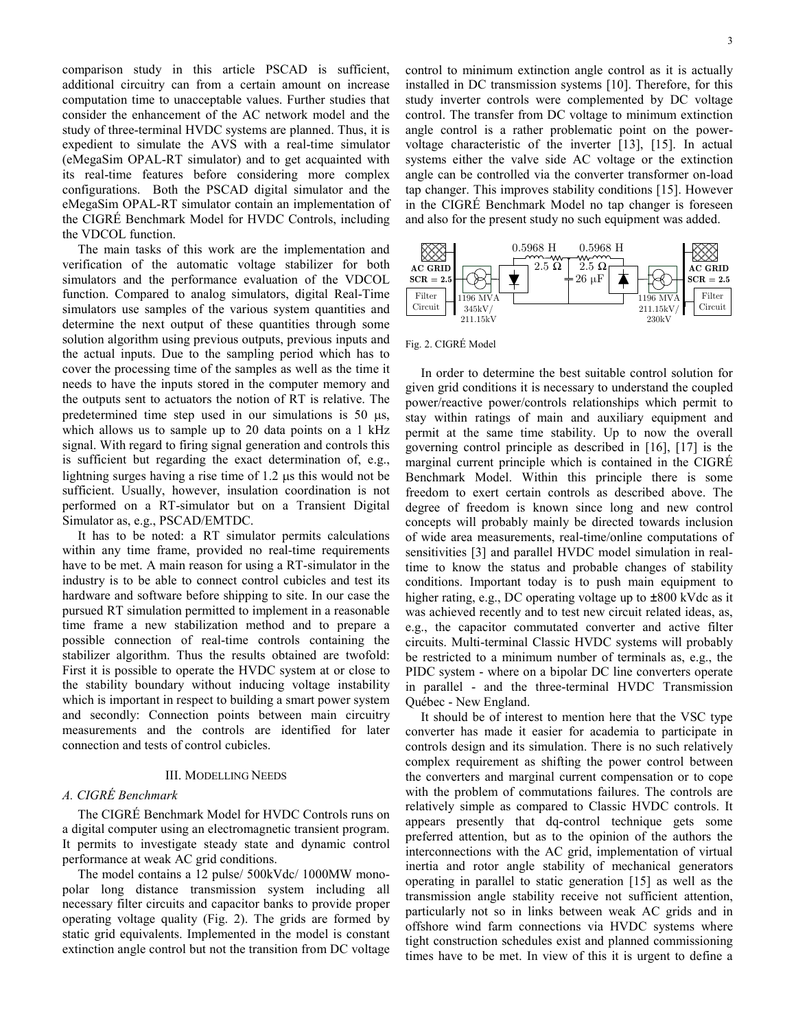comparison study in this article PSCAD is sufficient, additional circuitry can from a certain amount on increase computation time to unacceptable values. Further studies that consider the enhancement of the AC network model and the study of three-terminal HVDC systems are planned. Thus, it is expedient to simulate the AVS with a real-time simulator (eMegaSim OPAL-RT simulator) and to get acquainted with its real-time features before considering more complex configurations. Both the PSCAD digital simulator and the eMegaSim OPAL-RT simulator contain an implementation of the CIGRÉ Benchmark Model for HVDC Controls, including the VDCOL function.

The main tasks of this work are the implementation and verification of the automatic voltage stabilizer for both simulators and the performance evaluation of the VDCOL function. Compared to analog simulators, digital Real-Time simulators use samples of the various system quantities and determine the next output of these quantities through some solution algorithm using previous outputs, previous inputs and the actual inputs. Due to the sampling period which has to cover the processing time of the samples as well as the time it needs to have the inputs stored in the computer memory and the outputs sent to actuators the notion of RT is relative. The predetermined time step used in our simulations is 50 μs, which allows us to sample up to 20 data points on a 1 kHz signal. With regard to firing signal generation and controls this is sufficient but regarding the exact determination of, e.g., lightning surges having a rise time of 1.2 μs this would not be sufficient. Usually, however, insulation coordination is not performed on a RT-simulator but on a Transient Digital Simulator as, e.g., PSCAD/EMTDC.

It has to be noted: a RT simulator permits calculations within any time frame, provided no real-time requirements have to be met. A main reason for using a RT-simulator in the industry is to be able to connect control cubicles and test its hardware and software before shipping to site. In our case the pursued RT simulation permitted to implement in a reasonable time frame a new stabilization method and to prepare a possible connection of real-time controls containing the stabilizer algorithm. Thus the results obtained are twofold: First it is possible to operate the HVDC system at or close to the stability boundary without inducing voltage instability which is important in respect to building a smart power system and secondly: Connection points between main circuitry measurements and the controls are identified for later connection and tests of control cubicles.

## III. Modelling Needs

### A. CIGRÉ Benchmark

The CIGRÉ Benchmark Model for HVDC Controls runs on a digital computer using an electromagnetic transient program. It permits to investigate steady state and dynamic control performance at weak AC grid conditions.

The model contains a 12 pulse/ 500kVdc/ 1000MW mono-polar long distance transmission system including all necessary filter circuits and capacitor banks to provide proper operating voltage quality (Fig. 2). The grids are formed by static grid equivalents. Implemented in the model is constant extinction angle control but not the transition from DC voltage control to minimum extinction angle control as it is actually installed in DC transmission systems [10]. Therefore, for this study inverter controls were complemented by DC voltage control. The transfer from DC voltage to minimum extinction angle control is a rather problematic point on the power-voltage characteristic of the inverter [13], [15]. In actual systems either the valve side AC voltage or the extinction angle can be controlled via the converter transformer on-load tap changer. This improves stability conditions [15]. However in the CIGRÉ Benchmark Model no tap changer is foreseen and also for the present study no such equipment was added.

AC GRID SCR = 2.5 | Filter Circuit | 1196 MVA 345kV/ 211.15kV | 0.5968 H | 2.5 Ω | 0.5968 H | 2.5 Ω | 26 μF | 1196 MVA 211.15kV/ 230kV | AC GRID SCR = 2.5 | Filter Circuit

Fig. 2. CIGRÉ Model

In order to determine the best suitable control solution for given grid conditions it is necessary to understand the coupled power/reactive power/controls relationships which permit to stay within ratings of main and auxiliary equipment and permit at the same time stability. Up to now the overall governing control principle as described in [16], [17] is the marginal current principle which is contained in the CIGRÉ Benchmark Model. Within this principle there is some freedom to exert certain controls as described above. The degree of freedom is known since long and new control concepts will probably mainly be directed towards inclusion of wide area measurements, real-time/online computations of sensitivities [3] and parallel HVDC model simulation in real-time to know the status and probable changes of stability conditions. Important today is to push main equipment to higher rating, e.g., DC operating voltage up to ±800 kVdc as it was achieved recently and to test new circuit related ideas, as, e.g., the capacitor commutated converter and active filter circuits. Multi-terminal Classic HVDC systems will probably be restricted to a minimum number of terminals as, e.g., the PIDC system - where on a bipolar DC line converters operate in parallel - and the three-terminal HVDC Transmission Québec - New England.

It should be of interest to mention here that the VSC type converter has made it easier for academia to participate in controls design and its simulation. There is no such relatively complex requirement as shifting the power control between the converters and marginal current compensation or to cope with the problem of commutations failures. The controls are relatively simple as compared to Classic HVDC controls. It appears presently that dq-control technique gets some preferred attention, but as to the opinion of the authors the interconnections with the AC grid, implementation of virtual inertia and rotor angle stability of mechanical generators operating in parallel to static generation [15] as well as the transmission angle stability receive not sufficient attention, particularly not so in links between weak AC grids and in offshore wind farm connections via HVDC systems where tight construction schedules exist and planned commissioning times have to be met. In view of this it is urgent to define a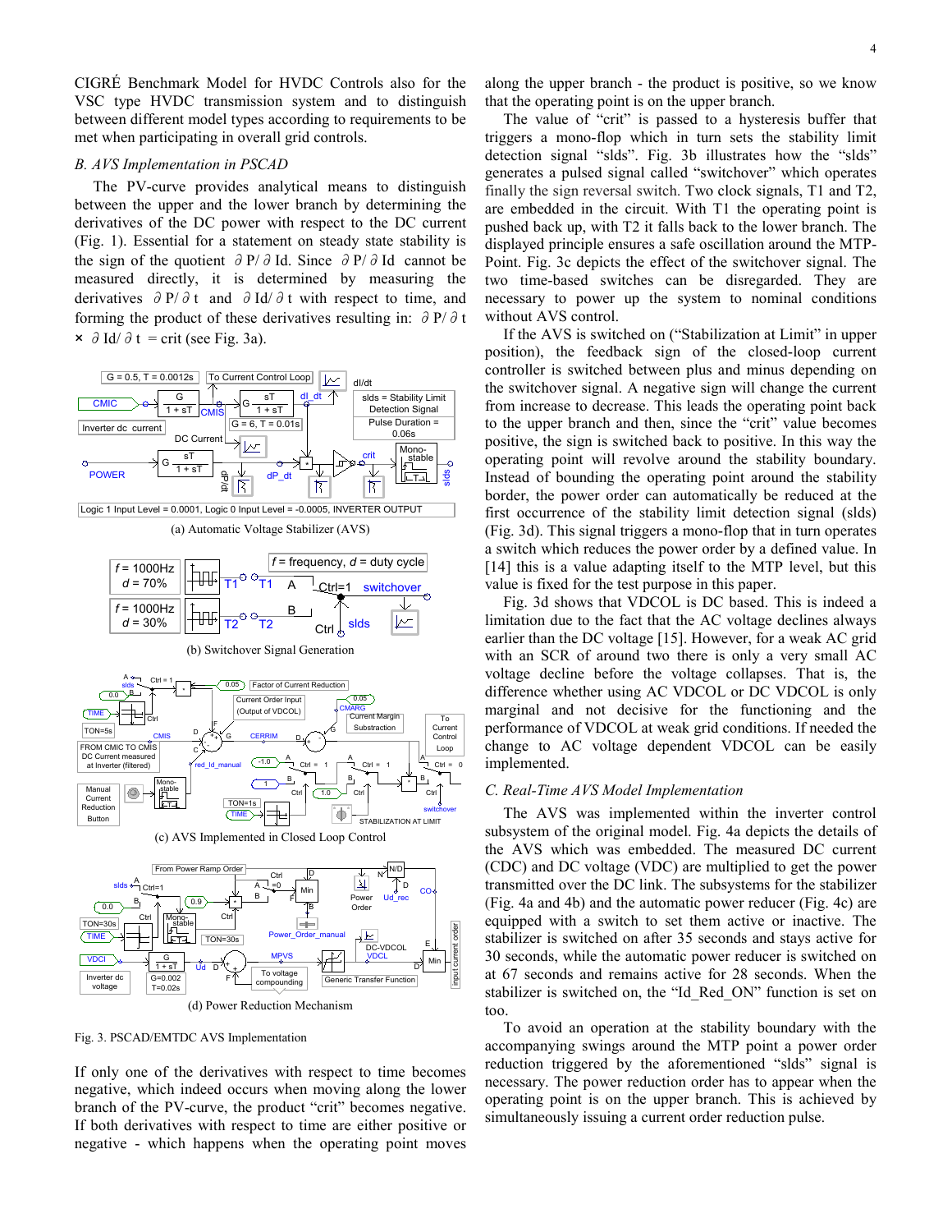CIGRÉ Benchmark Model for HVDC Controls also for the VSC type HVDC transmission system and to distinguish between different model types according to requirements to be met when participating in overall grid controls.

## B. AVS Implementation in PSCAD

The PV-curve provides analytical means to distinguish between the upper and the lower branch by determining the derivatives of the DC power with respect to the DC current (Fig. 1). Essential for a statement on steady state stability is the sign of the quotient $\partial P/\partial Id$. Since $\partial P/\partial Id$ cannot be measured directly, it is determined by measuring the derivatives $\partial P/\partial t$ and $\partial Id/\partial t$ with respect to time, and forming the product of these derivatives resulting in: $\partial P/\partial t \times \partial Id/\partial t = crit$ (see Fig. 3a).

(a) Automatic Voltage Stabilizer (AVS)

(b) Switchover Signal Generation

(c) AVS Implemented in Closed Loop Control

(d) Power Reduction Mechanism

Fig. 3. PSCAD/EMTDC AVS Implementation

If only one of the derivatives with respect to time becomes negative, which indeed occurs when moving along the lower branch of the PV-curve, the product "crit" becomes negative. If both derivatives with respect to time are either positive or negative - which happens when the operating point moves along the upper branch - the product is positive, so we know that the operating point is on the upper branch.

The value of "crit" is passed to a hysteresis buffer that triggers a mono-flop which in turn sets the stability limit detection signal "slds". Fig. 3b illustrates how the "slds" generates a pulsed signal called "switchover" which operates finally the sign reversal switch. Two clock signals, T1 and T2, are embedded in the circuit. With T1 the operating point is pushed back up, with T2 it falls back to the lower branch. The displayed principle ensures a safe oscillation around the MTP-Point. Fig. 3c depicts the effect of the switchover signal. The two time-based switches can be disregarded. They are necessary to power up the system to nominal conditions without AVS control.

If the AVS is switched on ("Stabilization at Limit" in upper position), the feedback sign of the closed-loop current controller is switched between plus and minus depending on the switchover signal. A negative sign will change the current from increase to decrease. This leads the operating point back to the upper branch and then, since the "crit" value becomes positive, the sign is switched back to positive. In this way the operating point will revolve around the stability boundary. Instead of bounding the operating point around the stability border, the power order can automatically be reduced at the first occurrence of the stability limit detection signal (slds) (Fig. 3d). This signal triggers a mono-flop that in turn operates a switch which reduces the power order by a defined value. In [14] this is a value adapting itself to the MTP level, but this value is fixed for the test purpose in this paper.

Fig. 3d shows that VDCOL is DC based. This is indeed a limitation due to the fact that the AC voltage declines always earlier than the DC voltage [15]. However, for a weak AC grid with an SCR of around two there is only a very small AC voltage decline before the voltage collapses. That is, the difference whether using AC VDCOL or DC VDCOL is only marginal and not decisive for the functioning and the performance of VDCOL at weak grid conditions. If needed the change to AC voltage dependent VDCOL can be easily implemented.

## C. Real-Time AVS Model Implementation

The AVS was implemented within the inverter control subsystem of the original model. Fig. 4a depicts the details of the AVS which was embedded. The measured DC current (CDC) and DC voltage (VDC) are multiplied to get the power transmitted over the DC link. The subsystems for the stabilizer (Fig. 4a and 4b) and the automatic power reducer (Fig. 4c) are equipped with a switch to set them active or inactive. The stabilizer is switched on after 35 seconds and stays active for 30 seconds, while the automatic power reducer is switched on at 67 seconds and remains active for 28 seconds. When the stabilizer is switched on, the "Id_Red_ON" function is set on too.

To avoid an operation at the stability boundary with the accompanying swings around the MTP point a power order reduction triggered by the aforementioned "slds" signal is necessary. The power reduction order has to appear when the operating point is on the upper branch. This is achieved by simultaneously issuing a current order reduction pulse.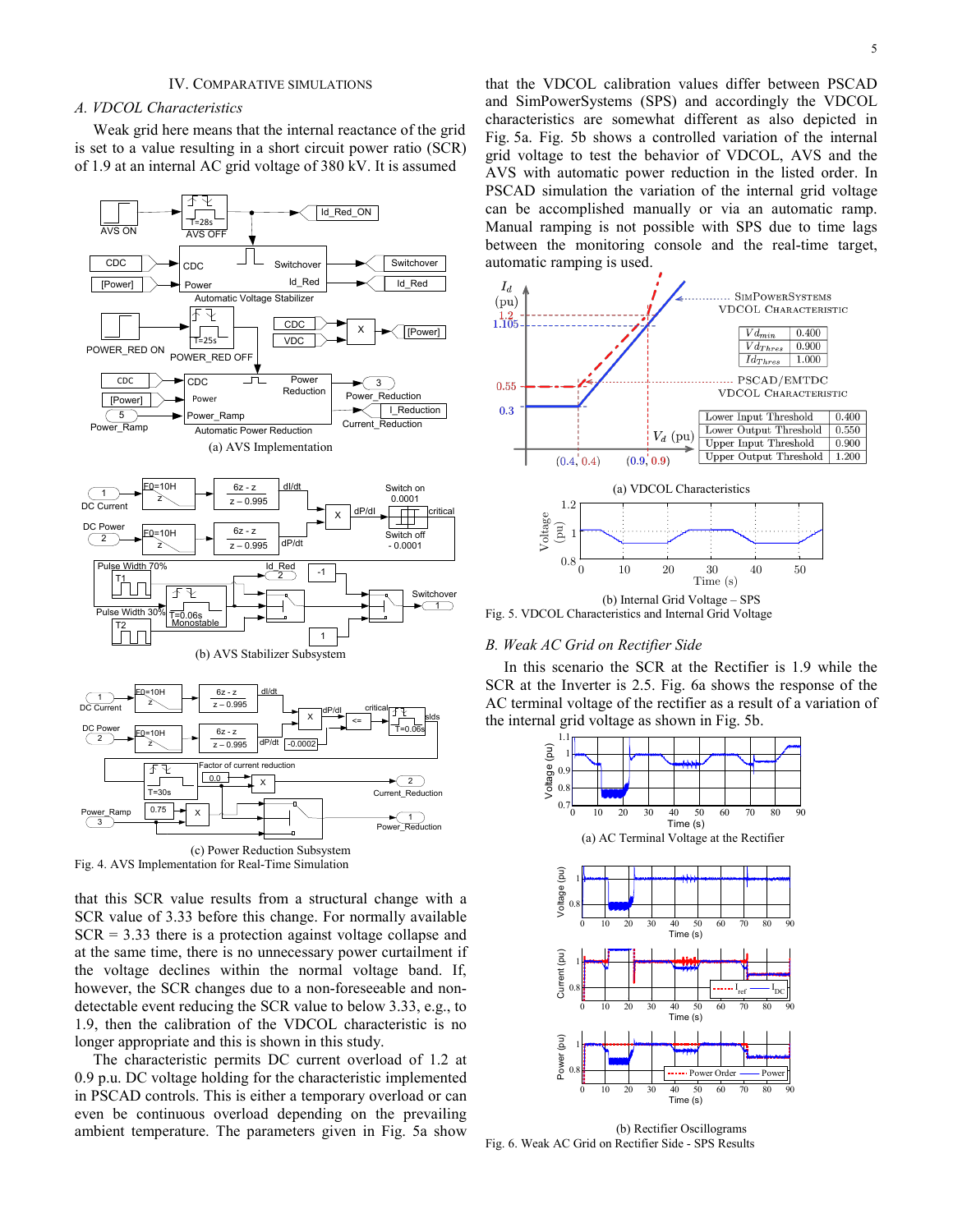## IV. Comparative Simulations

### A. VDCOL Characteristics

Weak grid here means that the internal reactance of the grid is set to a value resulting in a short circuit power ratio (SCR) of 1.9 at an internal AC grid voltage of 380 kV. It is assumed that this SCR value results from a structural change with a SCR value of 3.33 before this change. For normally available SCR = 3.33 there is a protection against voltage collapse and at the same time, there is no unnecessary power curtailment if the voltage declines within the normal voltage band. If, however, the SCR changes due to a non-foreseeable and non-detectable event reducing the SCR value to below 3.33, e.g., to 1.9, then the calibration of the VDCOL characteristic is no longer appropriate and this is shown in this study.

The characteristic permits DC current overload of 1.2 at 0.9 p.u. DC voltage holding for the characteristic implemented in PSCAD controls. This is either a temporary overload or can even be continuous overload depending on the prevailing ambient temperature. The parameters given in Fig. 5a show that the VDCOL calibration values differ between PSCAD and SimPowerSystems (SPS) and accordingly the VDCOL characteristics are somewhat different as also depicted in Fig. 5a. Fig. 5b shows a controlled variation of the internal grid voltage to test the behavior of VDCOL, AVS and the AVS with automatic power reduction in the listed order. In PSCAD simulation the variation of the internal grid voltage can be accomplished manually or via an automatic ramp. Manual ramping is not possible with SPS due to time lags between the monitoring console and the real-time target, automatic ramping is used.

(a) AVS Implementation

(b) AVS Stabilizer Subsystem

(c) Power Reduction Subsystem

Fig. 4. AVS Implementation for Real-Time Simulation

SimPowerSystems VDCOL Characteristic:

| | |
|---|---|
| $Vd_{min}$ | 0.400 |
| $Vd_{Thres}$ | 0.900 |
| $Id_{Thres}$ | 1.000 |

PSCAD/EMTDC VDCOL Characteristic:

| | |
|---|---|
| Lower Input Threshold | 0.400 |
| Lower Output Threshold | 0.550 |
| Upper Input Threshold | 0.900 |
| Upper Output Threshold | 1.200 |

(a) VDCOL Characteristics

(b) Internal Grid Voltage – SPS

Fig. 5. VDCOL Characteristics and Internal Grid Voltage

### B. Weak AC Grid on Rectifier Side

In this scenario the SCR at the Rectifier is 1.9 while the SCR at the Inverter is 2.5. Fig. 6a shows the response of the AC terminal voltage of the rectifier as a result of a variation of the internal grid voltage as shown in Fig. 5b.

(a) AC Terminal Voltage at the Rectifier

(b) Rectifier Oscillograms

Fig. 6. Weak AC Grid on Rectifier Side - SPS Results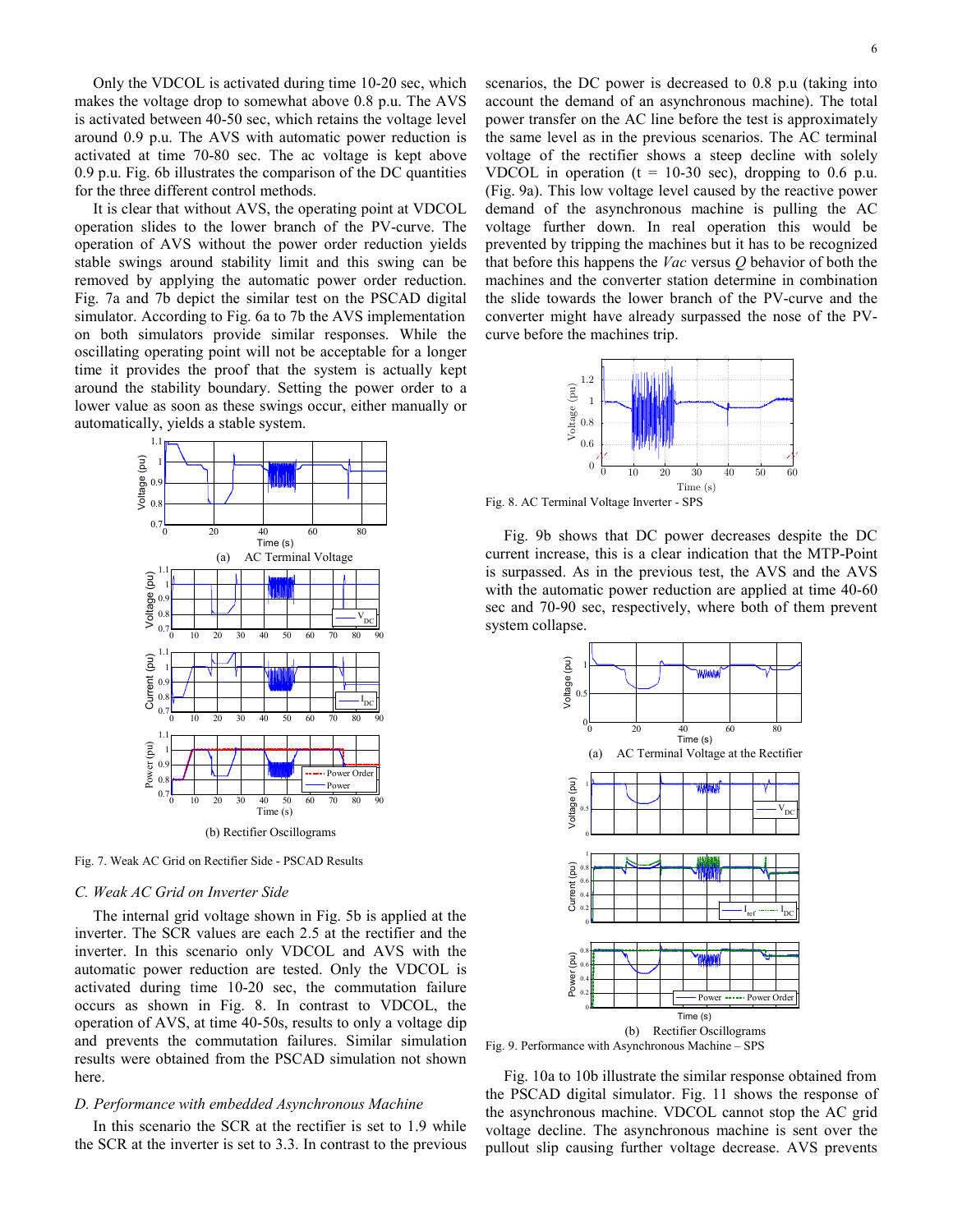Only the VDCOL is activated during time 10-20 sec, which makes the voltage drop to somewhat above 0.8 p.u. The AVS is activated between 40-50 sec, which retains the voltage level around 0.9 p.u. The AVS with automatic power reduction is activated at time 70-80 sec. The ac voltage is kept above 0.9 p.u. Fig. 6b illustrates the comparison of the DC quantities for the three different control methods.

It is clear that without AVS, the operating point at VDCOL operation slides to the lower branch of the PV-curve. The operation of AVS without the power order reduction yields stable swings around stability limit and this swing can be removed by applying the automatic power order reduction. Fig. 7a and 7b depict the similar test on the PSCAD digital simulator. According to Fig. 6a to 7b the AVS implementation on both simulators provide similar responses. While the oscillating operating point will not be acceptable for a longer time it provides the proof that the system is actually kept around the stability boundary. Setting the power order to a lower value as soon as these swings occur, either manually or automatically, yields a stable system.

(a) AC Terminal Voltage

(b) Rectifier Oscillograms

Fig. 7. Weak AC Grid on Rectifier Side - PSCAD Results

### C. Weak AC Grid on Inverter Side

The internal grid voltage shown in Fig. 5b is applied at the inverter. The SCR values are each 2.5 at the rectifier and the inverter. In this scenario only VDCOL and AVS with the automatic power reduction are tested. Only the VDCOL is activated during time 10-20 sec, the commutation failure occurs as shown in Fig. 8. In contrast to VDCOL, the operation of AVS, at time 40-50s, results to only a voltage dip and prevents the commutation failures. Similar simulation results were obtained from the PSCAD simulation not shown here.

### D. Performance with embedded Asynchronous Machine

In this scenario the SCR at the rectifier is set to 1.9 while the SCR at the inverter is set to 3.3. In contrast to the previous scenarios, the DC power is decreased to 0.8 p.u (taking into account the demand of an asynchronous machine). The total power transfer on the AC line before the test is approximately the same level as in the previous scenarios. The AC terminal voltage of the rectifier shows a steep decline with solely VDCOL in operation (t = 10-30 sec), dropping to 0.6 p.u. (Fig. 9a). This low voltage level caused by the reactive power demand of the asynchronous machine is pulling the AC voltage further down. In real operation this would be prevented by tripping the machines but it has to be recognized that before this happens the *Vac* versus *Q* behavior of both the machines and the converter station determine in combination the slide towards the lower branch of the PV-curve and the converter might have already surpassed the nose of the PV-curve before the machines trip.

Fig. 8. AC Terminal Voltage Inverter - SPS

Fig. 9b shows that DC power decreases despite the DC current increase, this is a clear indication that the MTP-Point is surpassed. As in the previous test, the AVS and the AVS with the automatic power reduction are applied at time 40-60 sec and 70-90 sec, respectively, where both of them prevent system collapse.

(a) AC Terminal Voltage at the Rectifier

(b) Rectifier Oscillograms

Fig. 9. Performance with Asynchronous Machine – SPS

Fig. 10a to 10b illustrate the similar response obtained from the PSCAD digital simulator. Fig. 11 shows the response of the asynchronous machine. VDCOL cannot stop the AC grid voltage decline. The asynchronous machine is sent over the pullout slip causing further voltage decrease. AVS prevents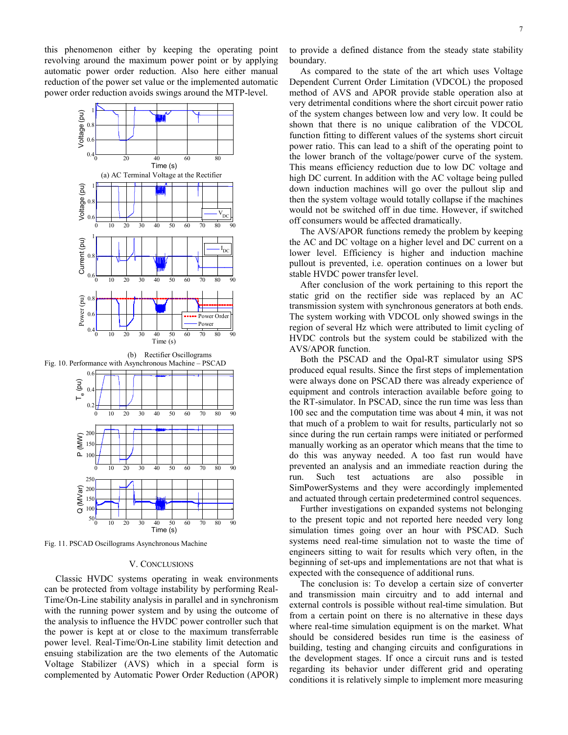this phenomenon either by keeping the operating point revolving around the maximum power point or by applying automatic power order reduction. Also here either manual reduction of the power set value or the implemented automatic power order reduction avoids swings around the MTP-level.

(a) AC Terminal Voltage at the Rectifier

(b) Rectifier Oscillograms

Fig. 10. Performance with Asynchronous Machine – PSCAD

Fig. 11. PSCAD Oscillograms Asynchronous Machine

## V. Conclusions

Classic HVDC systems operating in weak environments can be protected from voltage instability by performing Real-Time/On-Line stability analysis in parallel and in synchronism with the running power system and by using the outcome of the analysis to influence the HVDC power controller such that the power is kept at or close to the maximum transferrable power level. Real-Time/On-Line stability limit detection and ensuing stabilization are the two elements of the Automatic Voltage Stabilizer (AVS) which in a special form is complemented by Automatic Power Order Reduction (APOR) to provide a defined distance from the steady state stability boundary.

As compared to the state of the art which uses Voltage Dependent Current Order Limitation (VDCOL) the proposed method of AVS and APOR provide stable operation also at very detrimental conditions where the short circuit power ratio of the system changes between low and very low. It could be shown that there is no unique calibration of the VDCOL function fitting to different values of the systems short circuit power ratio. This can lead to a shift of the operating point to the lower branch of the voltage/power curve of the system. This means efficiency reduction due to low DC voltage and high DC current. In addition with the AC voltage being pulled down induction machines will go over the pullout slip and then the system voltage would totally collapse if the machines would not be switched off in due time. However, if switched off consumers would be affected dramatically.

The AVS/APOR functions remedy the problem by keeping the AC and DC voltage on a higher level and DC current on a lower level. Efficiency is higher and induction machine pullout is prevented, i.e. operation continues on a lower but stable HVDC power transfer level.

After conclusion of the work pertaining to this report the static grid on the rectifier side was replaced by an AC transmission system with synchronous generators at both ends. The system working with VDCOL only showed swings in the region of several Hz which were attributed to limit cycling of HVDC controls but the system could be stabilized with the AVS/APOR function.

Both the PSCAD and the Opal-RT simulator using SPS produced equal results. Since the first steps of implementation were always done on PSCAD there was already experience of equipment and controls interaction available before going to the RT-simulator. In PSCAD, since the run time was less than 100 sec and the computation time was about 4 min, it was not that much of a problem to wait for results, particularly not so since during the run certain ramps were initiated or performed manually working as an operator which means that the time to do this was anyway needed. A too fast run would have prevented an analysis and an immediate reaction during the run. Such test actuations are also possible in SimPowerSystems and they were accordingly implemented and actuated through certain predetermined control sequences.

Further investigations on expanded systems not belonging to the present topic and not reported here needed very long simulation times going over an hour with PSCAD. Such systems need real-time simulation not to waste the time of engineers sitting to wait for results which very often, in the beginning of set-ups and implementations are not that what is expected with the consequence of additional runs.

The conclusion is: To develop a certain size of converter and transmission main circuitry and to add internal and external controls is possible without real-time simulation. But from a certain point on there is no alternative in these days where real-time simulation equipment is on the market. What should be considered besides run time is the easiness of building, testing and changing circuits and configurations in the development stages. If once a circuit runs and is tested regarding its behavior under different grid and operating conditions it is relatively simple to implement more measuring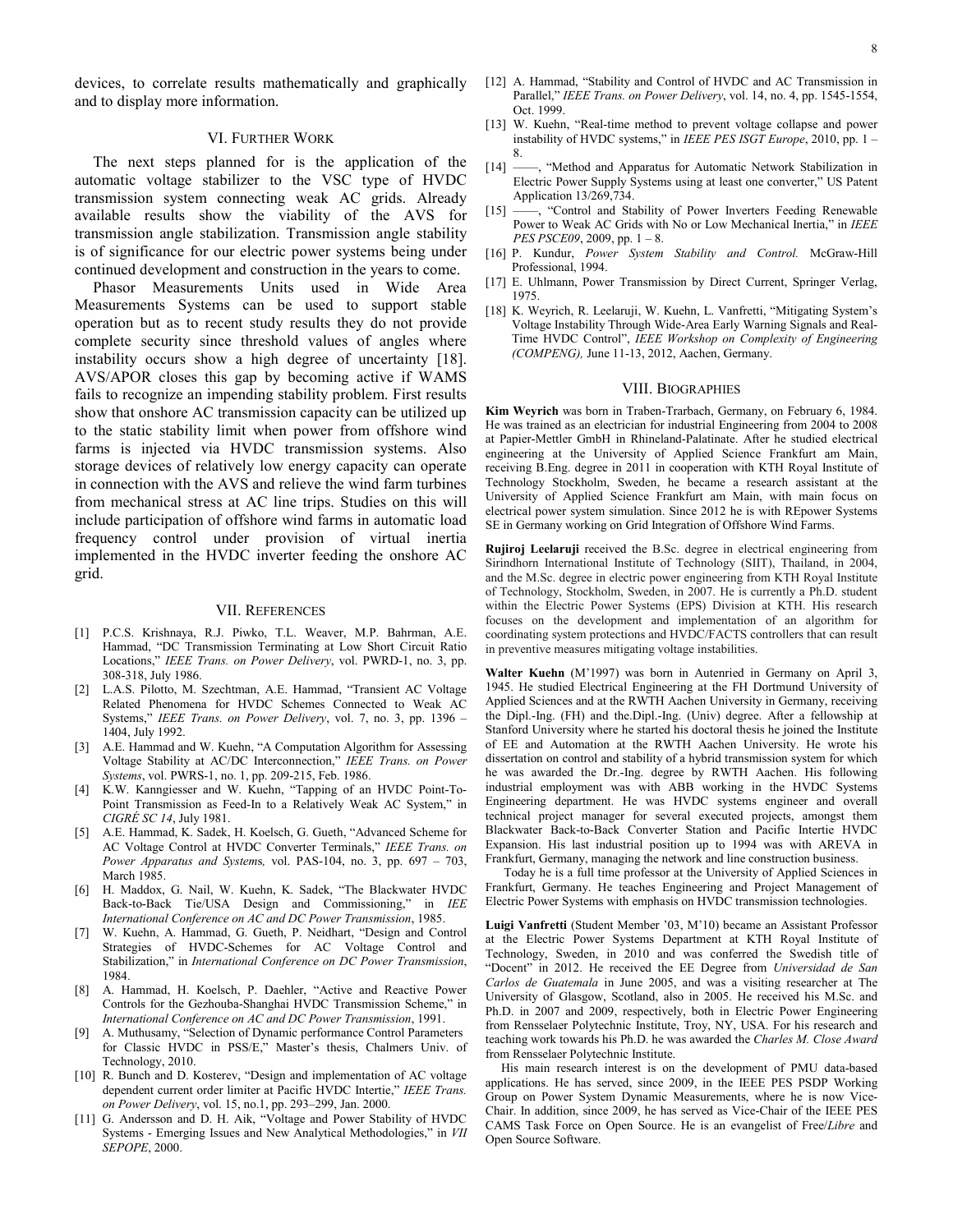devices, to correlate results mathematically and graphically and to display more information.

## VI. Further Work

The next steps planned for is the application of the automatic voltage stabilizer to the VSC type of HVDC transmission system connecting weak AC grids. Already available results show the viability of the AVS for transmission angle stabilization. Transmission angle stability is of significance for our electric power systems being under continued development and construction in the years to come.

Phasor Measurements Units used in Wide Area Measurements Systems can be used to support stable operation but as to recent study results they do not provide complete security since threshold values of angles where instability occurs show a high degree of uncertainty [18]. AVS/APOR closes this gap by becoming active if WAMS fails to recognize an impending stability problem. First results show that onshore AC transmission capacity can be utilized up to the static stability limit when power from offshore wind farms is injected via HVDC transmission systems. Also storage devices of relatively low energy capacity can operate in connection with the AVS and relieve the wind farm turbines from mechanical stress at AC line trips. Studies on this will include participation of offshore wind farms in automatic load frequency control under provision of virtual inertia implemented in the HVDC inverter feeding the onshore AC grid.

## VII. References

[1] P.C.S. Krishnaya, R.J. Piwko, T.L. Weaver, M.P. Bahrman, A.E. Hammad, "DC Transmission Terminating at Low Short Circuit Ratio Locations," *IEEE Trans. on Power Delivery*, vol. PWRD-1, no. 3, pp. 308-318, July 1986.

[2] L.A.S. Pilotto, M. Szechtman, A.E. Hammad, "Transient AC Voltage Related Phenomena for HVDC Schemes Connected to Weak AC Systems," *IEEE Trans. on Power Delivery*, vol. 7, no. 3, pp. 1396 – 1404, July 1992.

[3] A.E. Hammad and W. Kuehn, "A Computation Algorithm for Assessing Voltage Stability at AC/DC Interconnection," *IEEE Trans. on Power Systems*, vol. PWRS-1, no. 1, pp. 209-215, Feb. 1986.

[4] K.W. Kanngiesser and W. Kuehn, "Tapping of an HVDC Point-To-Point Transmission as Feed-In to a Relatively Weak AC System," in *CIGRÉ SC 14*, July 1981.

[5] A.E. Hammad, K. Sadek, H. Koelsch, G. Gueth, "Advanced Scheme for AC Voltage Control at HVDC Converter Terminals," *IEEE Trans. on Power Apparatus and Systems,* vol. PAS-104, no. 3, pp. 697 – 703, March 1985.

[6] H. Maddox, G. Nail, W. Kuehn, K. Sadek, "The Blackwater HVDC Back-to-Back Tie/USA Design and Commissioning," in *IEE International Conference on AC and DC Power Transmission*, 1985.

[7] W. Kuehn, A. Hammad, G. Gueth, P. Neidhart, "Design and Control Strategies of HVDC-Schemes for AC Voltage Control and Stabilization," in *International Conference on DC Power Transmission*, 1984.

[8] A. Hammad, H. Koelsch, P. Daehler, "Active and Reactive Power Controls for the Gezhouba-Shanghai HVDC Transmission Scheme," in *International Conference on AC and DC Power Transmission*, 1991.

[9] A. Muthusamy, "Selection of Dynamic performance Control Parameters for Classic HVDC in PSS/E," Master's thesis, Chalmers Univ. of Technology, 2010.

[10] R. Bunch and D. Kosterev, "Design and implementation of AC voltage dependent current order limiter at Pacific HVDC Intertie," *IEEE Trans. on Power Delivery*, vol. 15, no.1, pp. 293–299, Jan. 2000.

[11] G. Andersson and D. H. Aik, "Voltage and Power Stability of HVDC Systems - Emerging Issues and New Analytical Methodologies," in *VII SEPOPE*, 2000.

[12] A. Hammad, "Stability and Control of HVDC and AC Transmission in Parallel," *IEEE Trans. on Power Delivery*, vol. 14, no. 4, pp. 1545-1554, Oct. 1999.

[13] W. Kuehn, "Real-time method to prevent voltage collapse and power instability of HVDC systems," in *IEEE PES ISGT Europe*, 2010, pp. 1 – 8.

[14] ——, "Method and Apparatus for Automatic Network Stabilization in Electric Power Supply Systems using at least one converter," US Patent Application 13/269,734.

[15] ——, "Control and Stability of Power Inverters Feeding Renewable Power to Weak AC Grids with No or Low Mechanical Inertia," in *IEEE PES PSCE09*, 2009, pp. 1 – 8.

[16] P. Kundur, *Power System Stability and Control.* McGraw-Hill Professional, 1994.

[17] E. Uhlmann, Power Transmission by Direct Current, Springer Verlag, 1975.

[18] K. Weyrich, R. Leelaruji, W. Kuehn, L. Vanfretti, "Mitigating System's Voltage Instability Through Wide-Area Early Warning Signals and Real-Time HVDC Control", *IEEE Workshop on Complexity of Engineering (COMPENG),* June 11-13, 2012, Aachen, Germany.

## VIII. Biographies

**Kim Weyrich** was born in Traben-Trarbach, Germany, on February 6, 1984. He was trained as an electrician for industrial Engineering from 2004 to 2008 at Papier-Mettler GmbH in Rhineland-Palatinate. After he studied electrical engineering at the University of Applied Science Frankfurt am Main, receiving B.Eng. degree in 2011 in cooperation with KTH Royal Institute of Technology Stockholm, Sweden, he became a research assistant at the University of Applied Science Frankfurt am Main, with main focus on electrical power system simulation. Since 2012 he is with REpower Systems SE in Germany working on Grid Integration of Offshore Wind Farms.

**Rujiroj Leelaruji** received the B.Sc. degree in electrical engineering from Sirindhorn International Institute of Technology (SIIT), Thailand, in 2004, and the M.Sc. degree in electric power engineering from KTH Royal Institute of Technology, Stockholm, Sweden, in 2007. He is currently a Ph.D. student within the Electric Power Systems (EPS) Division at KTH. His research focuses on the development and implementation of an algorithm for coordinating system protections and HVDC/FACTS controllers that can result in preventive measures mitigating voltage instabilities.

**Walter Kuehn** (M'1997) was born in Autenried in Germany on April 3, 1945. He studied Electrical Engineering at the FH Dortmund University of Applied Sciences and at the RWTH Aachen University in Germany, receiving the Dipl.-Ing. (FH) and the Dipl.-Ing. (Univ) degree. After a fellowship at Stanford University where he started his doctoral thesis he joined the Institute of EE and Automation at the RWTH Aachen University. He wrote his dissertation on control and stability of a hybrid transmission system for which he was awarded the Dr.-Ing. degree by RWTH Aachen. His following industrial employment was with ABB working in the HVDC Systems Engineering department. He was HVDC systems engineer and overall technical project manager for several executed projects, amongst them Blackwater Back-to-Back Converter Station and Pacific Intertie HVDC Expansion. His last industrial position up to 1994 was with AREVA in Frankfurt, Germany, managing the network and line construction business.

Today he is a full time professor at the University of Applied Sciences in Frankfurt, Germany. He teaches Engineering and Project Management of Electric Power Systems with emphasis on HVDC transmission technologies.

**Luigi Vanfretti** (Student Member '03, M'10) became an Assistant Professor at the Electric Power Systems Department at KTH Royal Institute of Technology, Sweden, in 2010 and was conferred the Swedish title of "Docent" in 2012. He received the EE Degree from *Universidad de San Carlos de Guatemala* in June 2005, and was a visiting researcher at The University of Glasgow, Scotland, also in 2005. He received his M.Sc. and Ph.D. in 2007 and 2009, respectively, both in Electric Power Engineering from Rensselaer Polytechnic Institute, Troy, NY, USA. For his research and teaching work towards his Ph.D. he was awarded the *Charles M. Close Award* from Rensselaer Polytechnic Institute.

His main research interest is on the development of PMU data-based applications. He has served, since 2009, in the IEEE PES PSDP Working Group on Power System Dynamic Measurements, where he is now Vice-Chair. In addition, since 2009, he has served as Vice-Chair of the IEEE PES CAMS Task Force on Open Source. He is an evangelist of Free/*Libre* and Open Source Software.